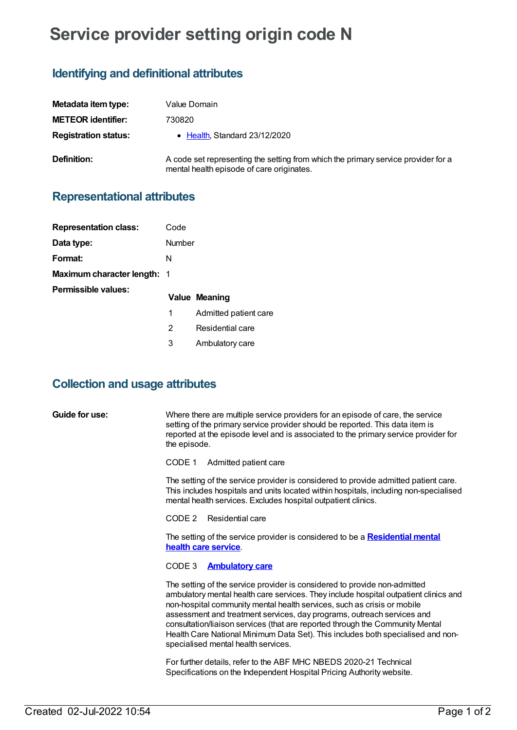# Service provider setting origin code N

## Identifying and definitional attributes

| | |
|---|---|
| **Metadata item type:** | Value Domain |
| **METEOR identifier:** | 730820 |
| **Registration status:** | • Health, Standard 23/12/2020 |
| **Definition:** | A code set representing the setting from which the primary service provider for a mental health episode of care originates. |

## Representational attributes

| | |
|---|---|
| **Representation class:** | Code |
| **Data type:** | Number |
| **Format:** | N |
| **Maximum character length:** | 1 |

**Permissible values:**

| Value | Meaning |
|---|---|
| 1 | Admitted patient care |
| 2 | Residential care |
| 3 | Ambulatory care |

## Collection and usage attributes

**Guide for use:**

Where there are multiple service providers for an episode of care, the service setting of the primary service provider should be reported. This data item is reported at the episode level and is associated to the primary service provider for the episode.

CODE 1 Admitted patient care

The setting of the service provider is considered to provide admitted patient care. This includes hospitals and units located within hospitals, including non-specialised mental health services. Excludes hospital outpatient clinics.

CODE 2 Residential care

The setting of the service provider is considered to be a **Residential mental health care service**.

CODE 3 **Ambulatory care**

The setting of the service provider is considered to provide non-admitted ambulatory mental health care services. They include hospital outpatient clinics and non-hospital community mental health services, such as crisis or mobile assessment and treatment services, day programs, outreach services and consultation/liaison services (that are reported through the Community Mental Health Care National Minimum Data Set). This includes both specialised and non-specialised mental health services.

For further details, refer to the ABF MHC NBEDS 2020-21 Technical Specifications on the Independent Hospital Pricing Authority website.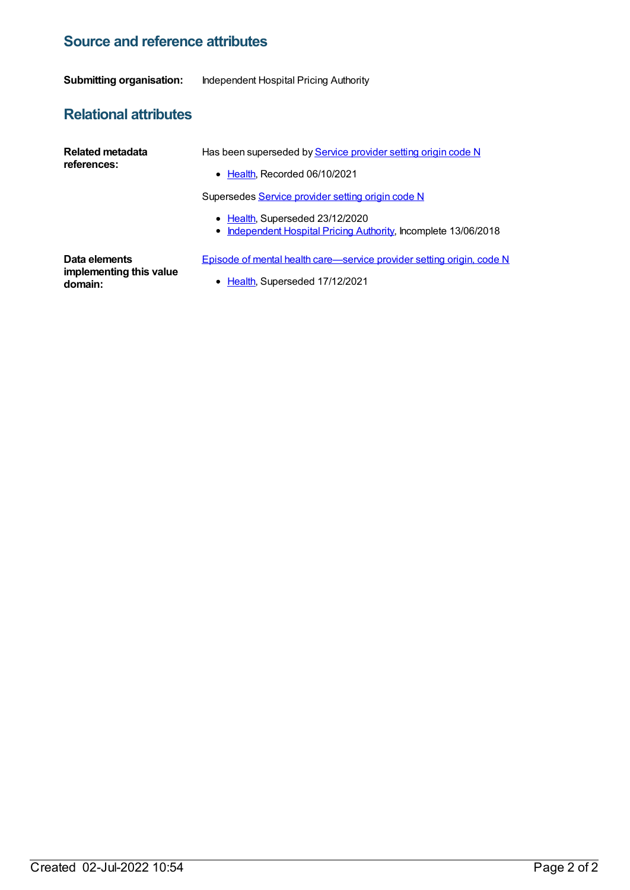## Source and reference attributes

**Submitting organisation:** Independent Hospital Pricing Authority

## Relational attributes

**Related metadata references:**

Has been superseded by Service provider setting origin code N

- Health, Recorded 06/10/2021

Supersedes Service provider setting origin code N

- Health, Superseded 23/12/2020
- Independent Hospital Pricing Authority, Incomplete 13/06/2018

**Data elements implementing this value domain:**

Episode of mental health care—service provider setting origin, code N

- Health, Superseded 17/12/2021